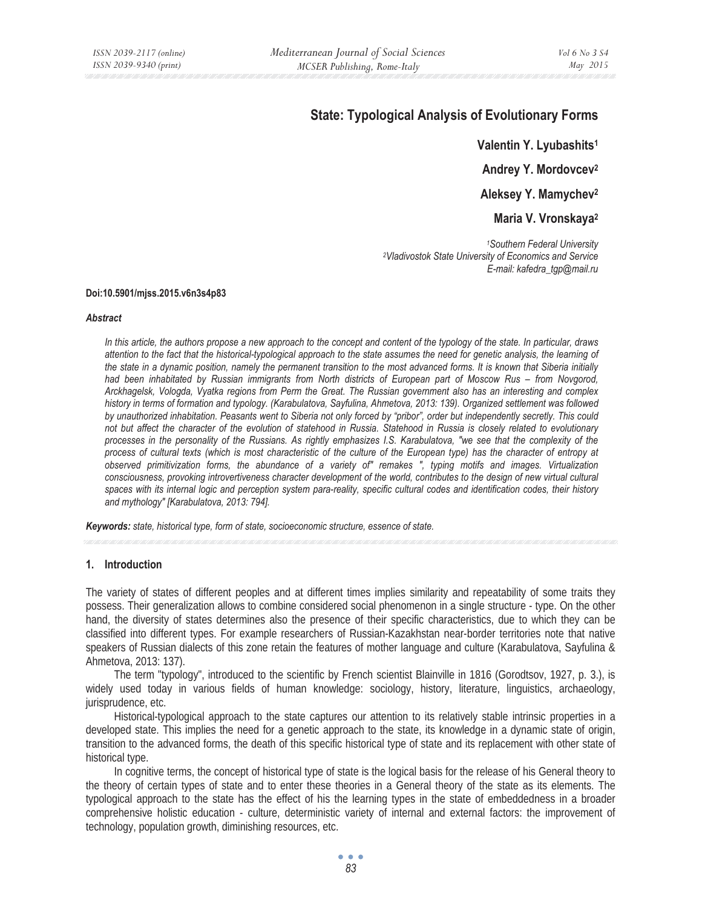# State: Typological Analysis of Evolutionary Forms

**Valentin Y. Lyubashits[1]**

**Andrey Y. Mordovcev[2]**

**Aleksey Y. Mamychev[2]**

**Maria V. Vronskaya[2]**

*[1]Southern Federal University*
*[2]Vladivostok State University of Economics and Service*
*E-mail: kafedra_tgp@mail.ru*

**Doi:10.5901/mjss.2015.v6n3s4p83**

***Abstract***

*In this article, the authors propose a new approach to the concept and content of the typology of the state. In particular, draws attention to the fact that the historical-typological approach to the state assumes the need for genetic analysis, the learning of the state in a dynamic position, namely the permanent transition to the most advanced forms. It is known that Siberia initially had been inhabited by Russian immigrants from North districts of European part of Moscow Rus – from Novgorod, Arckhagelsk, Vologda, Vyatka regions from Perm the Great. The Russian government also has an interesting and complex history in terms of formation and typology. (Karabulatova, Sayfulina, Ahmetova, 2013: 139). Organized settlement was followed by unauthorized inhabitation. Peasants went to Siberia not only forced by "pribor", order but independently secretly. This could not but affect the character of the evolution of statehood in Russia. Statehood in Russia is closely related to evolutionary processes in the personality of the Russians. As rightly emphasizes I.S. Karabulatova, "we see that the complexity of the process of cultural texts (which is most characteristic of the culture of the European type) has the character of entropy at observed primitivization forms, the abundance of a variety of" remakes ", typing motifs and images. Virtualization consciousness, provoking introvertiveness character development of the world, contributes to the design of new virtual cultural spaces with its internal logic and perception system para-reality, specific cultural codes and identification codes, their history and mythology" [Karabulatova, 2013: 794].*

***Keywords:*** *state, historical type, form of state, socioeconomic structure, essence of state.*

## 1. Introduction

The variety of states of different peoples and at different times implies similarity and repeatability of some traits they possess. Their generalization allows to combine considered social phenomenon in a single structure - type. On the other hand, the diversity of states determines also the presence of their specific characteristics, due to which they can be classified into different types. For example researchers of Russian-Kazakhstan near-border territories note that native speakers of Russian dialects of this zone retain the features of mother language and culture (Karabulatova, Sayfulina & Ahmetova, 2013: 137).

The term "typology", introduced to the scientific by French scientist Blainville in 1816 (Gorodtsov, 1927, p. 3.), is widely used today in various fields of human knowledge: sociology, history, literature, linguistics, archaeology, jurisprudence, etc.

Historical-typological approach to the state captures our attention to its relatively stable intrinsic properties in a developed state. This implies the need for a genetic approach to the state, its knowledge in a dynamic state of origin, transition to the advanced forms, the death of this specific historical type of state and its replacement with other state of historical type.

In cognitive terms, the concept of historical type of state is the logical basis for the release of his General theory to the theory of certain types of state and to enter these theories in a General theory of the state as its elements. The typological approach to the state has the effect of his the learning types in the state of embeddedness in a broader comprehensive holistic education - culture, deterministic variety of internal and external factors: the improvement of technology, population growth, diminishing resources, etc.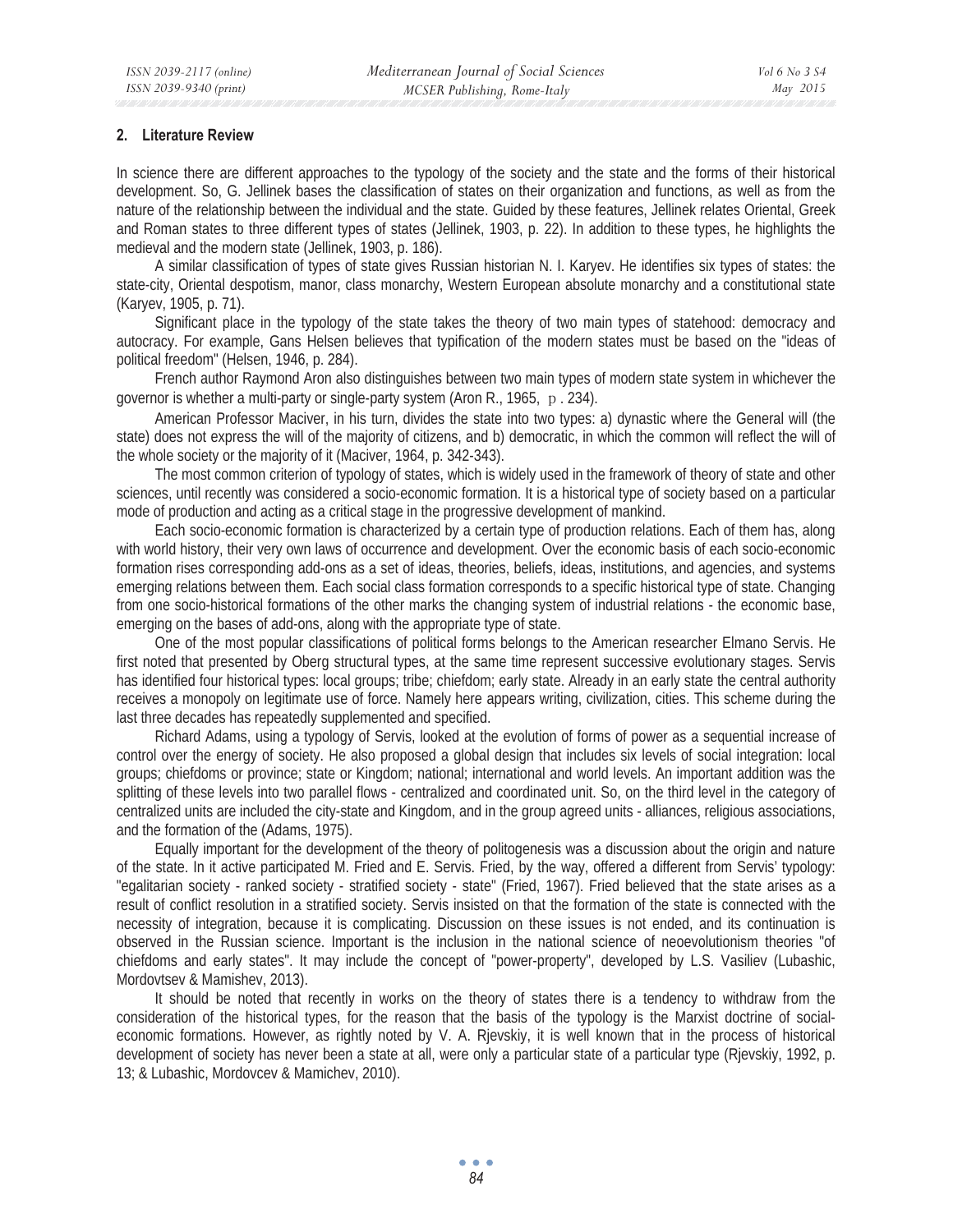## 2. Literature Review

In science there are different approaches to the typology of the society and the state and the forms of their historical development. So, G. Jellinek bases the classification of states on their organization and functions, as well as from the nature of the relationship between the individual and the state. Guided by these features, Jellinek relates Oriental, Greek and Roman states to three different types of states (Jellinek, 1903, p. 22). In addition to these types, he highlights the medieval and the modern state (Jellinek, 1903, p. 186).

A similar classification of types of state gives Russian historian N. I. Karyev. He identifies six types of states: the state-city, Oriental despotism, manor, class monarchy, Western European absolute monarchy and a constitutional state (Karyev, 1905, p. 71).

Significant place in the typology of the state takes the theory of two main types of statehood: democracy and autocracy. For example, Gans Helsen believes that typification of the modern states must be based on the "ideas of political freedom" (Helsen, 1946, p. 284).

French author Raymond Aron also distinguishes between two main types of modern state system in whichever the governor is whether a multi-party or single-party system (Aron R., 1965, p. 234).

American Professor Maciver, in his turn, divides the state into two types: a) dynastic where the General will (the state) does not express the will of the majority of citizens, and b) democratic, in which the common will reflect the will of the whole society or the majority of it (Maciver, 1964, p. 342-343).

The most common criterion of typology of states, which is widely used in the framework of theory of state and other sciences, until recently was considered a socio-economic formation. It is a historical type of society based on a particular mode of production and acting as a critical stage in the progressive development of mankind.

Each socio-economic formation is characterized by a certain type of production relations. Each of them has, along with world history, their very own laws of occurrence and development. Over the economic basis of each socio-economic formation rises corresponding add-ons as a set of ideas, theories, beliefs, ideas, institutions, and agencies, and systems emerging relations between them. Each social class formation corresponds to a specific historical type of state. Changing from one socio-historical formations of the other marks the changing system of industrial relations - the economic base, emerging on the bases of add-ons, along with the appropriate type of state.

One of the most popular classifications of political forms belongs to the American researcher Elmano Servis. He first noted that presented by Oberg structural types, at the same time represent successive evolutionary stages. Servis has identified four historical types: local groups; tribe; chiefdom; early state. Already in an early state the central authority receives a monopoly on legitimate use of force. Namely here appears writing, civilization, cities. This scheme during the last three decades has repeatedly supplemented and specified.

Richard Adams, using a typology of Servis, looked at the evolution of forms of power as a sequential increase of control over the energy of society. He also proposed a global design that includes six levels of social integration: local groups; chiefdoms or province; state or Kingdom; national; international and world levels. An important addition was the splitting of these levels into two parallel flows - centralized and coordinated unit. So, on the third level in the category of centralized units are included the city-state and Kingdom, and in the group agreed units - alliances, religious associations, and the formation of the (Adams, 1975).

Equally important for the development of the theory of politogenesis was a discussion about the origin and nature of the state. In it active participated M. Fried and E. Servis. Fried, by the way, offered a different from Servis' typology: "egalitarian society - ranked society - stratified society - state" (Fried, 1967). Fried believed that the state arises as a result of conflict resolution in a stratified society. Servis insisted on that the formation of the state is connected with the necessity of integration, because it is complicating. Discussion on these issues is not ended, and its continuation is observed in the Russian science. Important is the inclusion in the national science of neoevolutionism theories "of chiefdoms and early states". It may include the concept of "power-property", developed by L.S. Vasiliev (Lubashic, Mordovtsev & Mamishev, 2013).

It should be noted that recently in works on the theory of states there is a tendency to withdraw from the consideration of the historical types, for the reason that the basis of the typology is the Marxist doctrine of social-economic formations. However, as rightly noted by V. A. Rjevskiy, it is well known that in the process of historical development of society has never been a state at all, were only a particular state of a particular type (Rjevskiy, 1992, p. 13; & Lubashic, Mordovcev & Mamichev, 2010).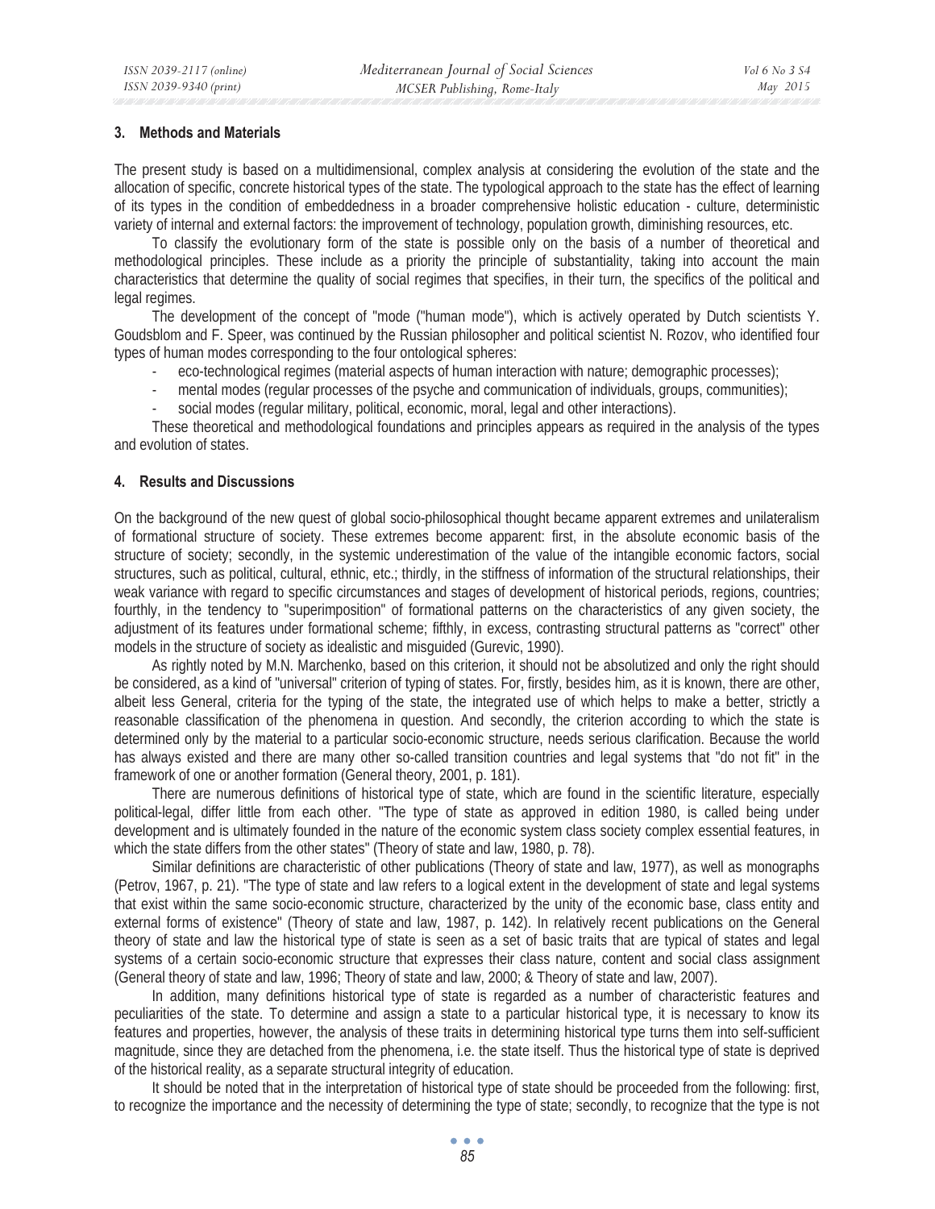## 3. Methods and Materials

The present study is based on a multidimensional, complex analysis at considering the evolution of the state and the allocation of specific, concrete historical types of the state. The typological approach to the state has the effect of learning of its types in the condition of embeddedness in a broader comprehensive holistic education - culture, deterministic variety of internal and external factors: the improvement of technology, population growth, diminishing resources, etc.

To classify the evolutionary form of the state is possible only on the basis of a number of theoretical and methodological principles. These include as a priority the principle of substantiality, taking into account the main characteristics that determine the quality of social regimes that specifies, in their turn, the specifics of the political and legal regimes.

The development of the concept of "mode ("human mode"), which is actively operated by Dutch scientists Y. Goudsblom and F. Speer, was continued by the Russian philosopher and political scientist N. Rozov, who identified four types of human modes corresponding to the four ontological spheres:

- eco-technological regimes (material aspects of human interaction with nature; demographic processes);
- mental modes (regular processes of the psyche and communication of individuals, groups, communities);
- social modes (regular military, political, economic, moral, legal and other interactions).

These theoretical and methodological foundations and principles appears as required in the analysis of the types and evolution of states.

## 4. Results and Discussions

On the background of the new quest of global socio-philosophical thought became apparent extremes and unilateralism of formational structure of society. These extremes become apparent: first, in the absolute economic basis of the structure of society; secondly, in the systemic underestimation of the value of the intangible economic factors, social structures, such as political, cultural, ethnic, etc.; thirdly, in the stiffness of information of the structural relationships, their weak variance with regard to specific circumstances and stages of development of historical periods, regions, countries; fourthly, in the tendency to "superimposition" of formational patterns on the characteristics of any given society, the adjustment of its features under formational scheme; fifthly, in excess, contrasting structural patterns as "correct" other models in the structure of society as idealistic and misguided (Gurevic, 1990).

As rightly noted by M.N. Marchenko, based on this criterion, it should not be absolutized and only the right should be considered, as a kind of "universal" criterion of typing of states. For, firstly, besides him, as it is known, there are other, albeit less General, criteria for the typing of the state, the integrated use of which helps to make a better, strictly a reasonable classification of the phenomena in question. And secondly, the criterion according to which the state is determined only by the material to a particular socio-economic structure, needs serious clarification. Because the world has always existed and there are many other so-called transition countries and legal systems that "do not fit" in the framework of one or another formation (General theory, 2001, p. 181).

There are numerous definitions of historical type of state, which are found in the scientific literature, especially political-legal, differ little from each other. "The type of state as approved in edition 1980, is called being under development and is ultimately founded in the nature of the economic system class society complex essential features, in which the state differs from the other states" (Theory of state and law, 1980, p. 78).

Similar definitions are characteristic of other publications (Theory of state and law, 1977), as well as monographs (Petrov, 1967, p. 21). "The type of state and law refers to a logical extent in the development of state and legal systems that exist within the same socio-economic structure, characterized by the unity of the economic base, class entity and external forms of existence" (Theory of state and law, 1987, p. 142). In relatively recent publications on the General theory of state and law the historical type of state is seen as a set of basic traits that are typical of states and legal systems of a certain socio-economic structure that expresses their class nature, content and social class assignment (General theory of state and law, 1996; Theory of state and law, 2000; & Theory of state and law, 2007).

In addition, many definitions historical type of state is regarded as a number of characteristic features and peculiarities of the state. To determine and assign a state to a particular historical type, it is necessary to know its features and properties, however, the analysis of these traits in determining historical type turns them into self-sufficient magnitude, since they are detached from the phenomena, i.e. the state itself. Thus the historical type of state is deprived of the historical reality, as a separate structural integrity of education.

It should be noted that in the interpretation of historical type of state should be proceeded from the following: first, to recognize the importance and the necessity of determining the type of state; secondly, to recognize that the type is not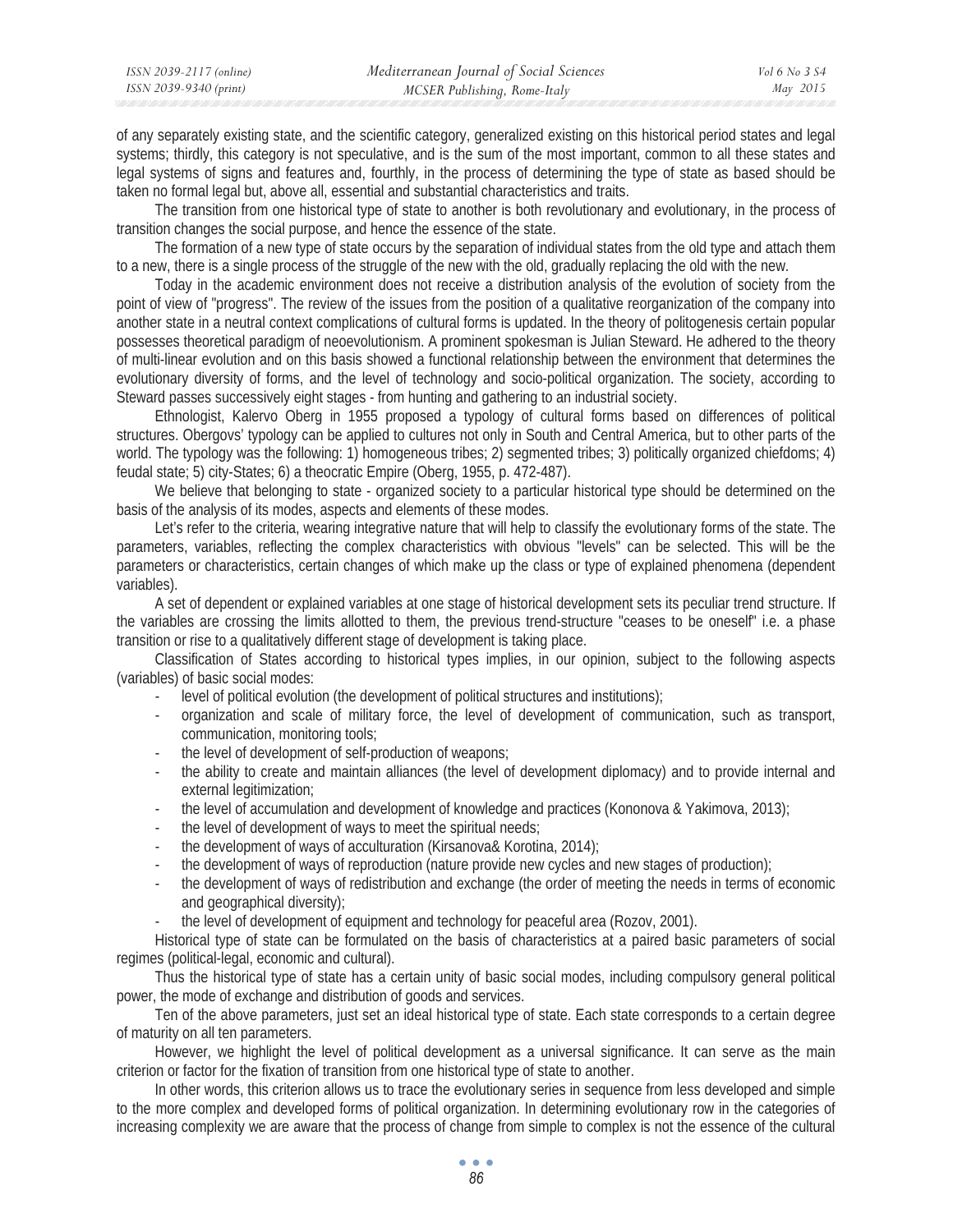of any separately existing state, and the scientific category, generalized existing on this historical period states and legal systems; thirdly, this category is not speculative, and is the sum of the most important, common to all these states and legal systems of signs and features and, fourthly, in the process of determining the type of state as based should be taken no formal legal but, above all, essential and substantial characteristics and traits.

The transition from one historical type of state to another is both revolutionary and evolutionary, in the process of transition changes the social purpose, and hence the essence of the state.

The formation of a new type of state occurs by the separation of individual states from the old type and attach them to a new, there is a single process of the struggle of the new with the old, gradually replacing the old with the new.

Today in the academic environment does not receive a distribution analysis of the evolution of society from the point of view of "progress". The review of the issues from the position of a qualitative reorganization of the company into another state in a neutral context complications of cultural forms is updated. In the theory of politogenesis certain popular possesses theoretical paradigm of neoevolutionism. A prominent spokesman is Julian Steward. He adhered to the theory of multi-linear evolution and on this basis showed a functional relationship between the environment that determines the evolutionary diversity of forms, and the level of technology and socio-political organization. The society, according to Steward passes successively eight stages - from hunting and gathering to an industrial society.

Ethnologist, Kalervo Oberg in 1955 proposed a typology of cultural forms based on differences of political structures. Obergovs' typology can be applied to cultures not only in South and Central America, but to other parts of the world. The typology was the following: 1) homogeneous tribes; 2) segmented tribes; 3) politically organized chiefdoms; 4) feudal state; 5) city-States; 6) a theocratic Empire (Oberg, 1955, p. 472-487).

We believe that belonging to state - organized society to a particular historical type should be determined on the basis of the analysis of its modes, aspects and elements of these modes.

Let's refer to the criteria, wearing integrative nature that will help to classify the evolutionary forms of the state. The parameters, variables, reflecting the complex characteristics with obvious "levels" can be selected. This will be the parameters or characteristics, certain changes of which make up the class or type of explained phenomena (dependent variables).

A set of dependent or explained variables at one stage of historical development sets its peculiar trend structure. If the variables are crossing the limits allotted to them, the previous trend-structure "ceases to be oneself" i.e. a phase transition or rise to a qualitatively different stage of development is taking place.

Classification of States according to historical types implies, in our opinion, subject to the following aspects (variables) of basic social modes:

- level of political evolution (the development of political structures and institutions);
- organization and scale of military force, the level of development of communication, such as transport, communication, monitoring tools;
- the level of development of self-production of weapons;
- the ability to create and maintain alliances (the level of development diplomacy) and to provide internal and external legitimization;
- the level of accumulation and development of knowledge and practices (Kononova & Yakimova, 2013);
- the level of development of ways to meet the spiritual needs;
- the development of ways of acculturation (Kirsanova& Korotina, 2014);
- the development of ways of reproduction (nature provide new cycles and new stages of production);
- the development of ways of redistribution and exchange (the order of meeting the needs in terms of economic and geographical diversity);
- the level of development of equipment and technology for peaceful area (Rozov, 2001).

Historical type of state can be formulated on the basis of characteristics at a paired basic parameters of social regimes (political-legal, economic and cultural).

Thus the historical type of state has a certain unity of basic social modes, including compulsory general political power, the mode of exchange and distribution of goods and services.

Ten of the above parameters, just set an ideal historical type of state. Each state corresponds to a certain degree of maturity on all ten parameters.

However, we highlight the level of political development as a universal significance. It can serve as the main criterion or factor for the fixation of transition from one historical type of state to another.

In other words, this criterion allows us to trace the evolutionary series in sequence from less developed and simple to the more complex and developed forms of political organization. In determining evolutionary row in the categories of increasing complexity we are aware that the process of change from simple to complex is not the essence of the cultural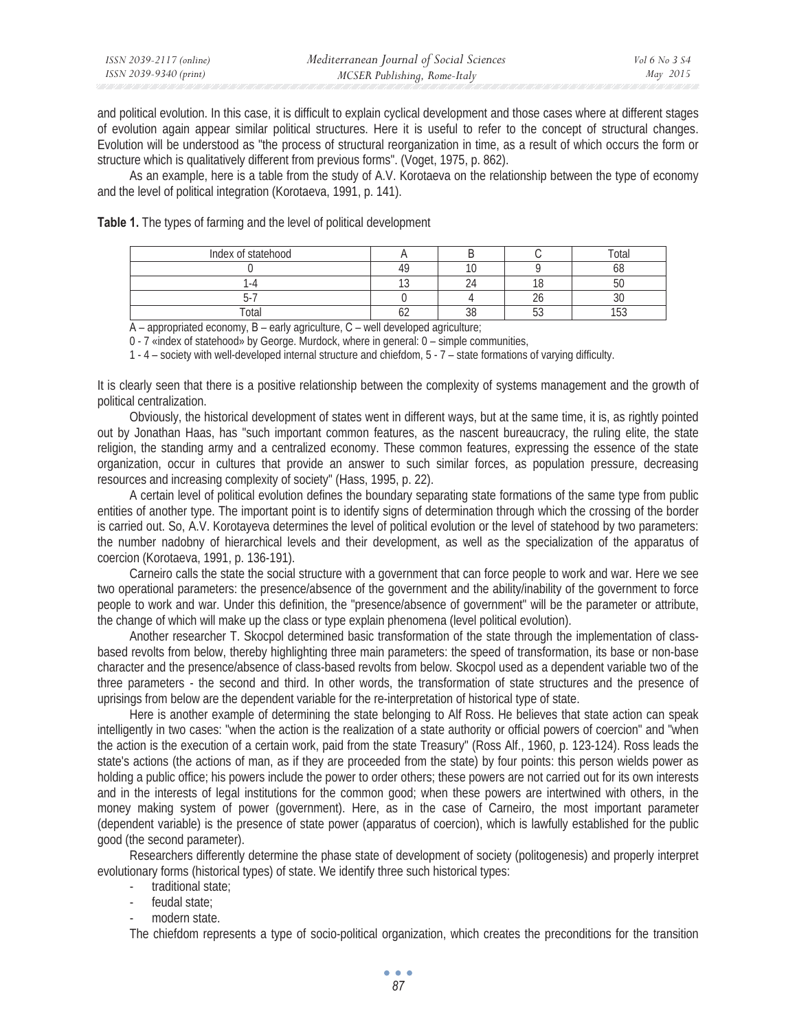and political evolution. In this case, it is difficult to explain cyclical development and those cases where at different stages of evolution again appear similar political structures. Here it is useful to refer to the concept of structural changes. Evolution will be understood as "the process of structural reorganization in time, as a result of which occurs the form or structure which is qualitatively different from previous forms". (Voget, 1975, p. 862).

As an example, here is a table from the study of A.V. Korotaeva on the relationship between the type of economy and the level of political integration (Korotaeva, 1991, p. 141).

**Table 1.** The types of farming and the level of political development

| Index of statehood | A | B | C | Total |
|---|---|---|---|---|
| 0 | 49 | 10 | 9 | 68 |
| 1-4 | 13 | 24 | 18 | 50 |
| 5-7 | 0 | 4 | 26 | 30 |
| Total | 62 | 38 | 53 | 153 |

A – appropriated economy, B – early agriculture, C – well developed agriculture;

0 - 7 «index of statehood» by George. Murdock, where in general: 0 – simple communities,

1 - 4 – society with well-developed internal structure and chiefdom, 5 - 7 – state formations of varying difficulty.

It is clearly seen that there is a positive relationship between the complexity of systems management and the growth of political centralization.

Obviously, the historical development of states went in different ways, but at the same time, it is, as rightly pointed out by Jonathan Haas, has "such important common features, as the nascent bureaucracy, the ruling elite, the state religion, the standing army and a centralized economy. These common features, expressing the essence of the state organization, occur in cultures that provide an answer to such similar forces, as population pressure, decreasing resources and increasing complexity of society" (Hass, 1995, p. 22).

A certain level of political evolution defines the boundary separating state formations of the same type from public entities of another type. The important point is to identify signs of determination through which the crossing of the border is carried out. So, A.V. Korotayeva determines the level of political evolution or the level of statehood by two parameters: the number nadobny of hierarchical levels and their development, as well as the specialization of the apparatus of coercion (Korotaeva, 1991, p. 136-191).

Carneiro calls the state the social structure with a government that can force people to work and war. Here we see two operational parameters: the presence/absence of the government and the ability/inability of the government to force people to work and war. Under this definition, the "presence/absence of government" will be the parameter or attribute, the change of which will make up the class or type explain phenomena (level political evolution).

Another researcher T. Skocpol determined basic transformation of the state through the implementation of class-based revolts from below, thereby highlighting three main parameters: the speed of transformation, its base or non-base character and the presence/absence of class-based revolts from below. Skocpol used as a dependent variable two of the three parameters - the second and third. In other words, the transformation of state structures and the presence of uprisings from below are the dependent variable for the re-interpretation of historical type of state.

Here is another example of determining the state belonging to Alf Ross. He believes that state action can speak intelligently in two cases: "when the action is the realization of a state authority or official powers of coercion" and "when the action is the execution of a certain work, paid from the state Treasury" (Ross Alf., 1960, p. 123-124). Ross leads the state's actions (the actions of man, as if they are proceeded from the state) by four points: this person wields power as holding a public office; his powers include the power to order others; these powers are not carried out for its own interests and in the interests of legal institutions for the common good; when these powers are intertwined with others, in the money making system of power (government). Here, as in the case of Carneiro, the most important parameter (dependent variable) is the presence of state power (apparatus of coercion), which is lawfully established for the public good (the second parameter).

Researchers differently determine the phase state of development of society (politogenesis) and properly interpret evolutionary forms (historical types) of state. We identify three such historical types:

- traditional state;
- feudal state;
- modern state.

The chiefdom represents a type of socio-political organization, which creates the preconditions for the transition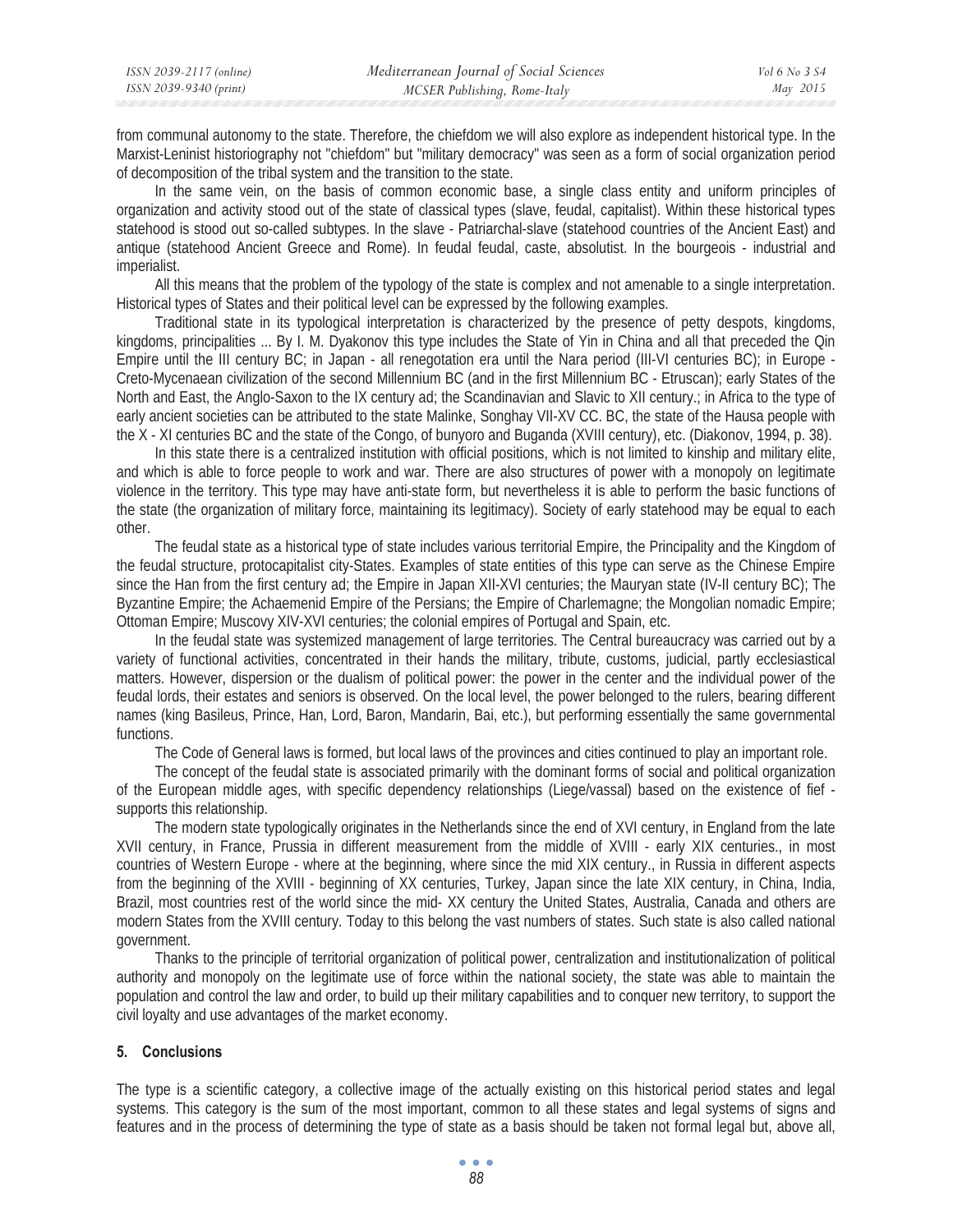from communal autonomy to the state. Therefore, the chiefdom we will also explore as independent historical type. In the Marxist-Leninist historiography not "chiefdom" but "military democracy" was seen as a form of social organization period of decomposition of the tribal system and the transition to the state.

In the same vein, on the basis of common economic base, a single class entity and uniform principles of organization and activity stood out of the state of classical types (slave, feudal, capitalist). Within these historical types statehood is stood out so-called subtypes. In the slave - Patriarchal-slave (statehood countries of the Ancient East) and antique (statehood Ancient Greece and Rome). In feudal feudal, caste, absolutist. In the bourgeois - industrial and imperialist.

All this means that the problem of the typology of the state is complex and not amenable to a single interpretation. Historical types of States and their political level can be expressed by the following examples.

Traditional state in its typological interpretation is characterized by the presence of petty despots, kingdoms, kingdoms, principalities ... By I. M. Dyakonov this type includes the State of Yin in China and all that preceded the Qin Empire until the III century BC; in Japan - all renegotation era until the Nara period (III-VI centuries BC); in Europe - Creto-Mycenaean civilization of the second Millennium BC (and in the first Millennium BC - Etruscan); early States of the North and East, the Anglo-Saxon to the IX century ad; the Scandinavian and Slavic to XII century.; in Africa to the type of early ancient societies can be attributed to the state Malinke, Songhay VII-XV CC. BC, the state of the Hausa people with the X - XI centuries BC and the state of the Congo, of bunyoro and Buganda (XVIII century), etc. (Diakonov, 1994, p. 38).

In this state there is a centralized institution with official positions, which is not limited to kinship and military elite, and which is able to force people to work and war. There are also structures of power with a monopoly on legitimate violence in the territory. This type may have anti-state form, but nevertheless it is able to perform the basic functions of the state (the organization of military force, maintaining its legitimacy). Society of early statehood may be equal to each other.

The feudal state as a historical type of state includes various territorial Empire, the Principality and the Kingdom of the feudal structure, protocapitalist city-States. Examples of state entities of this type can serve as the Chinese Empire since the Han from the first century ad; the Empire in Japan XII-XVI centuries; the Mauryan state (IV-II century BC); The Byzantine Empire; the Achaemenid Empire of the Persians; the Empire of Charlemagne; the Mongolian nomadic Empire; Ottoman Empire; Muscovy XIV-XVI centuries; the colonial empires of Portugal and Spain, etc.

In the feudal state was systemized management of large territories. The Central bureaucracy was carried out by a variety of functional activities, concentrated in their hands the military, tribute, customs, judicial, partly ecclesiastical matters. However, dispersion or the dualism of political power: the power in the center and the individual power of the feudal lords, their estates and seniors is observed. On the local level, the power belonged to the rulers, bearing different names (king Basileus, Prince, Han, Lord, Baron, Mandarin, Bai, etc.), but performing essentially the same governmental functions.

The Code of General laws is formed, but local laws of the provinces and cities continued to play an important role.

The concept of the feudal state is associated primarily with the dominant forms of social and political organization of the European middle ages, with specific dependency relationships (Liege/vassal) based on the existence of fief - supports this relationship.

The modern state typologically originates in the Netherlands since the end of XVI century, in England from the late XVII century, in France, Prussia in different measurement from the middle of XVIII - early XIX centuries., in most countries of Western Europe - where at the beginning, where since the mid XIX century., in Russia in different aspects from the beginning of the XVIII - beginning of XX centuries, Turkey, Japan since the late XIX century, in China, India, Brazil, most countries rest of the world since the mid- XX century the United States, Australia, Canada and others are modern States from the XVIII century. Today to this belong the vast numbers of states. Such state is also called national government.

Thanks to the principle of territorial organization of political power, centralization and institutionalization of political authority and monopoly on the legitimate use of force within the national society, the state was able to maintain the population and control the law and order, to build up their military capabilities and to conquer new territory, to support the civil loyalty and use advantages of the market economy.

## 5. Conclusions

The type is a scientific category, a collective image of the actually existing on this historical period states and legal systems. This category is the sum of the most important, common to all these states and legal systems of signs and features and in the process of determining the type of state as a basis should be taken not formal legal but, above all,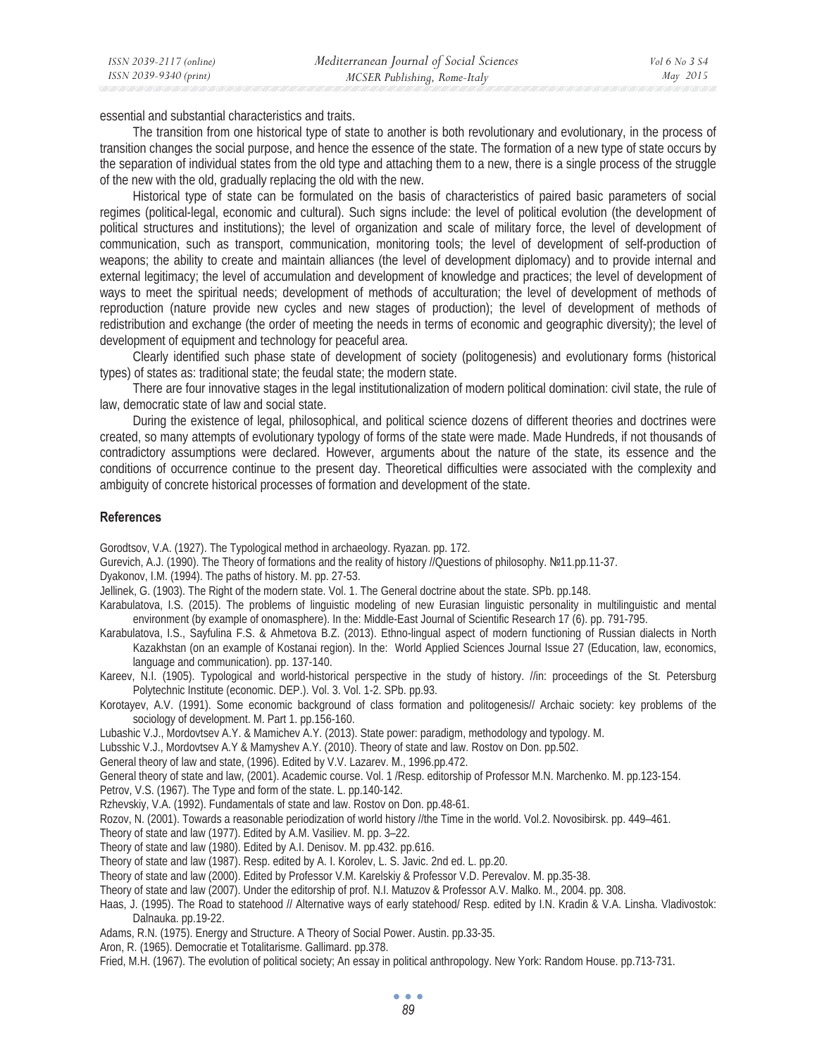essential and substantial characteristics and traits.

The transition from one historical type of state to another is both revolutionary and evolutionary, in the process of transition changes the social purpose, and hence the essence of the state. The formation of a new type of state occurs by the separation of individual states from the old type and attaching them to a new, there is a single process of the struggle of the new with the old, gradually replacing the old with the new.

Historical type of state can be formulated on the basis of characteristics of paired basic parameters of social regimes (political-legal, economic and cultural). Such signs include: the level of political evolution (the development of political structures and institutions); the level of organization and scale of military force, the level of development of communication, such as transport, communication, monitoring tools; the level of development of self-production of weapons; the ability to create and maintain alliances (the level of development diplomacy) and to provide internal and external legitimacy; the level of accumulation and development of knowledge and practices; the level of development of ways to meet the spiritual needs; development of methods of acculturation; the level of development of methods of reproduction (nature provide new cycles and new stages of production); the level of development of methods of redistribution and exchange (the order of meeting the needs in terms of economic and geographic diversity); the level of development of equipment and technology for peaceful area.

Clearly identified such phase state of development of society (politogenesis) and evolutionary forms (historical types) of states as: traditional state; the feudal state; the modern state.

There are four innovative stages in the legal institutionalization of modern political domination: civil state, the rule of law, democratic state of law and social state.

During the existence of legal, philosophical, and political science dozens of different theories and doctrines were created, so many attempts of evolutionary typology of forms of the state were made. Made Hundreds, if not thousands of contradictory assumptions were declared. However, arguments about the nature of the state, its essence and the conditions of occurrence continue to the present day. Theoretical difficulties were associated with the complexity and ambiguity of concrete historical processes of formation and development of the state.

## References

Gorodtsov, V.A. (1927). The Typological method in archaeology. Ryazan. pp. 172.

Gurevich, A.J. (1990). The Theory of formations and the reality of history //Questions of philosophy. №11.pp.11-37.

Dyakonov, I.M. (1994). The paths of history. M. pp. 27-53.

Jellinek, G. (1903). The Right of the modern state. Vol. 1. The General doctrine about the state. SPb. pp.148.

Karabulatova, I.S. (2015). The problems of linguistic modeling of new Eurasian linguistic personality in multilinguistic and mental environment (by example of onomasphere). In the: Middle-East Journal of Scientific Research 17 (6). pp. 791-795.

Karabulatova, I.S., Sayfulina F.S. & Ahmetova B.Z. (2013). Ethno-lingual aspect of modern functioning of Russian dialects in North Kazakhstan (on an example of Kostanai region). In the: World Applied Sciences Journal Issue 27 (Education, law, economics, language and communication). pp. 137-140.

Kareev, N.I. (1905). Typological and world-historical perspective in the study of history. //in: proceedings of the St. Petersburg Polytechnic Institute (economic. DEP.). Vol. 3. Vol. 1-2. SPb. pp.93.

Korotayev, A.V. (1991). Some economic background of class formation and politogenesis// Archaic society: key problems of the sociology of development. M. Part 1. pp.156-160.

Lubashic V.J., Mordovtsev A.Y. & Mamichev A.Y. (2013). State power: paradigm, methodology and typology. M.

Lubsshic V.J., Mordovtsev A.Y & Mamyshev A.Y. (2010). Theory of state and law. Rostov on Don. pp.502.

General theory of law and state, (1996). Edited by V.V. Lazarev. M., 1996.pp.472.

General theory of state and law, (2001). Academic course. Vol. 1 /Resp. editorship of Professor M.N. Marchenko. M. pp.123-154.

Petrov, V.S. (1967). The Type and form of the state. L. pp.140-142.

Rzhevskiy, V.A. (1992). Fundamentals of state and law. Rostov on Don. pp.48-61.

Rozov, N. (2001). Towards a reasonable periodization of world history //the Time in the world. Vol.2. Novosibirsk. pp. 449–461.

Theory of state and law (1977). Edited by A.M. Vasiliev. M. pp. 3–22.

Theory of state and law (1980). Edited by A.I. Denisov. M. pp.432. pp.616.

Theory of state and law (1987). Resp. edited by A. I. Korolev, L. S. Javic. 2nd ed. L. pp.20.

Theory of state and law (2000). Edited by Professor V.M. Karelskiy & Professor V.D. Perevalov. M. pp.35-38.

Theory of state and law (2007). Under the editorship of prof. N.I. Matuzov & Professor A.V. Malko. M., 2004. pp. 308.

Haas, J. (1995). The Road to statehood // Alternative ways of early statehood/ Resp. edited by I.N. Kradin & V.A. Linsha. Vladivostok: Dalnauka. pp.19-22.

Adams, R.N. (1975). Energy and Structure. A Theory of Social Power. Austin. pp.33-35.

Aron, R. (1965). Democratie et Totalitarisme. Gallimard. pp.378.

Fried, M.H. (1967). The evolution of political society; An essay in political anthropology. New York: Random House. pp.713-731.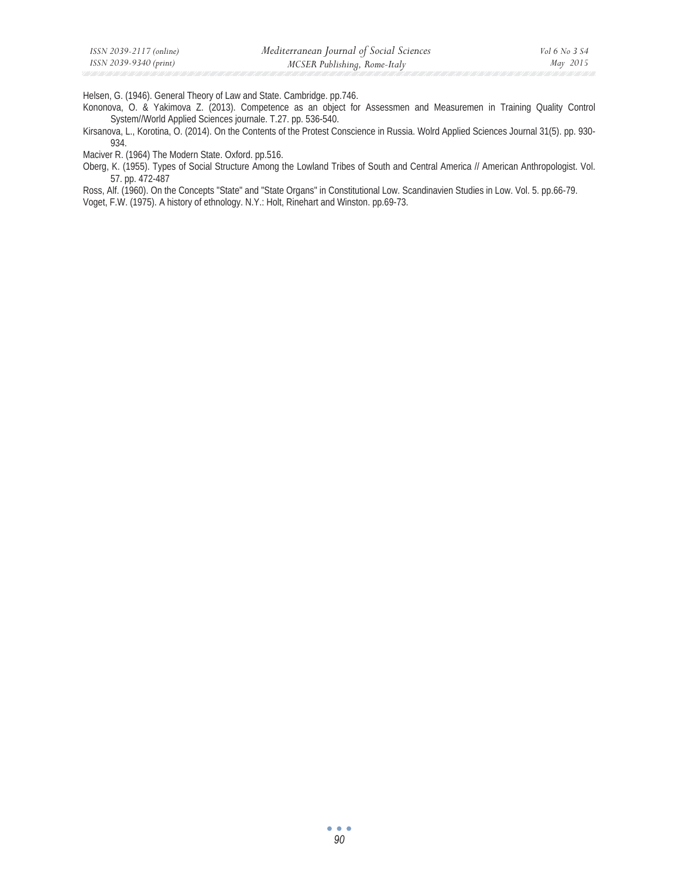Helsen, G. (1946). General Theory of Law and State. Cambridge. pp.746.

Kononova, O. & Yakimova Z. (2013). Competence as an object for Assessmen and Measuremen in Training Quality Control System//World Applied Sciences journale. T.27. pp. 536-540.

Kirsanova, L., Korotina, O. (2014). On the Contents of the Protest Conscience in Russia. Wolrd Applied Sciences Journal 31(5). pp. 930-934.

Maciver R. (1964) The Modern State. Oxford. pp.516.

Oberg, K. (1955). Types of Social Structure Among the Lowland Tribes of South and Central America // American Anthropologist. Vol. 57. pp. 472-487

Ross, Alf. (1960). On the Concepts "State" and "State Organs" in Constitutional Low. Scandinavien Studies in Low. Vol. 5. pp.66-79.

Voget, F.W. (1975). A history of ethnology. N.Y.: Holt, Rinehart and Winston. pp.69-73.